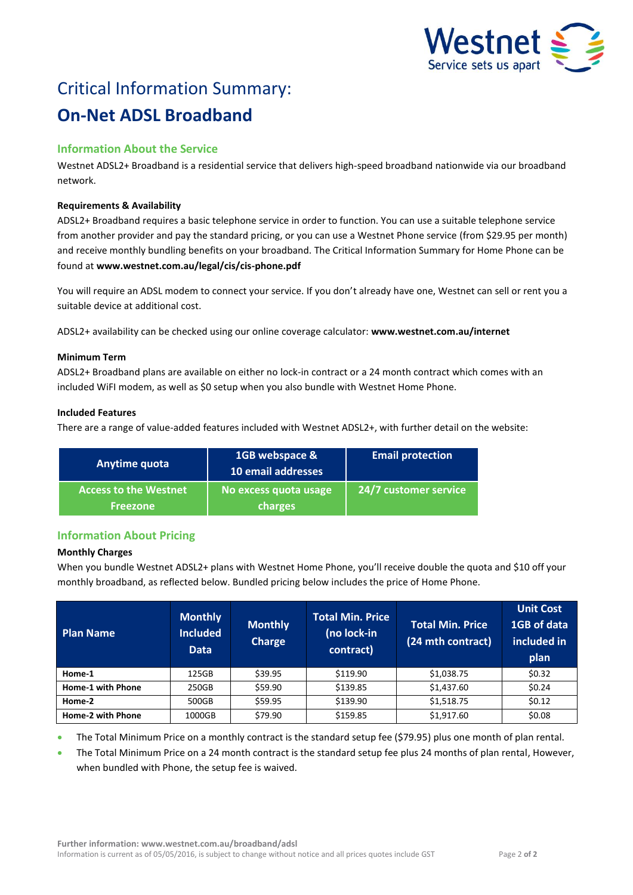# Critical Information Summary:

# On-Net ADSL Broadband

## Information About the Service

Westnet ADSL2+ Broadband is a residential service that delivers high-speed broadband nationwide via our broadband network.

### Requirements & Availability

ADSL2+ Broadband requires a basic telephone service in order to function. You can use a suitable telephone service from another provider and pay the standard pricing, or you can use a Westnet Phone service (from $29.95 per month) and receive monthly bundling benefits on your broadband. The Critical Information Summary for Home Phone can be found at **www.westnet.com.au/legal/cis/cis-phone.pdf**

You will require an ADSL modem to connect your service. If you don't already have one, Westnet can sell or rent you a suitable device at additional cost.

ADSL2+ availability can be checked using our online coverage calculator: **www.westnet.com.au/internet**

### Minimum Term

ADSL2+ Broadband plans are available on either no lock-in contract or a 24 month contract which comes with an included WiFI modem, as well as $0 setup when you also bundle with Westnet Home Phone.

### Included Features

There are a range of value-added features included with Westnet ADSL2+, with further detail on the website:

| Anytime quota | 1GB webspace & 10 email addresses | Email protection |
|---|---|---|
| Access to the Westnet Freezone | No excess quota usage charges | 24/7 customer service |

## Information About Pricing

### Monthly Charges

When you bundle Westnet ADSL2+ plans with Westnet Home Phone, you'll receive double the quota and $10 off your monthly broadband, as reflected below. Bundled pricing below includes the price of Home Phone.

| Plan Name | Monthly Included Data | Monthly Charge | Total Min. Price (no lock-in contract) | Total Min. Price (24 mth contract) | Unit Cost 1GB of data included in plan |
|---|---|---|---|---|---|
| **Home-1** | 125GB | $39.95 | $119.90 | $1,038.75 | $0.32 |
| **Home-1 with Phone** | 250GB | $59.90 | $139.85 | $1,437.60 | $0.24 |
| **Home-2** | 500GB | $59.95 | $139.90 | $1,518.75 | $0.12 |
| **Home-2 with Phone** | 1000GB | $79.90 | $159.85 | $1,917.60 | $0.08 |

- The Total Minimum Price on a monthly contract is the standard setup fee ($79.95) plus one month of plan rental.
- The Total Minimum Price on a 24 month contract is the standard setup fee plus 24 months of plan rental, However, when bundled with Phone, the setup fee is waived.

**Further information: www.westnet.com.au/broadband/adsl**

Information is current as of 05/05/2016, is subject to change without notice and all prices quotes include GST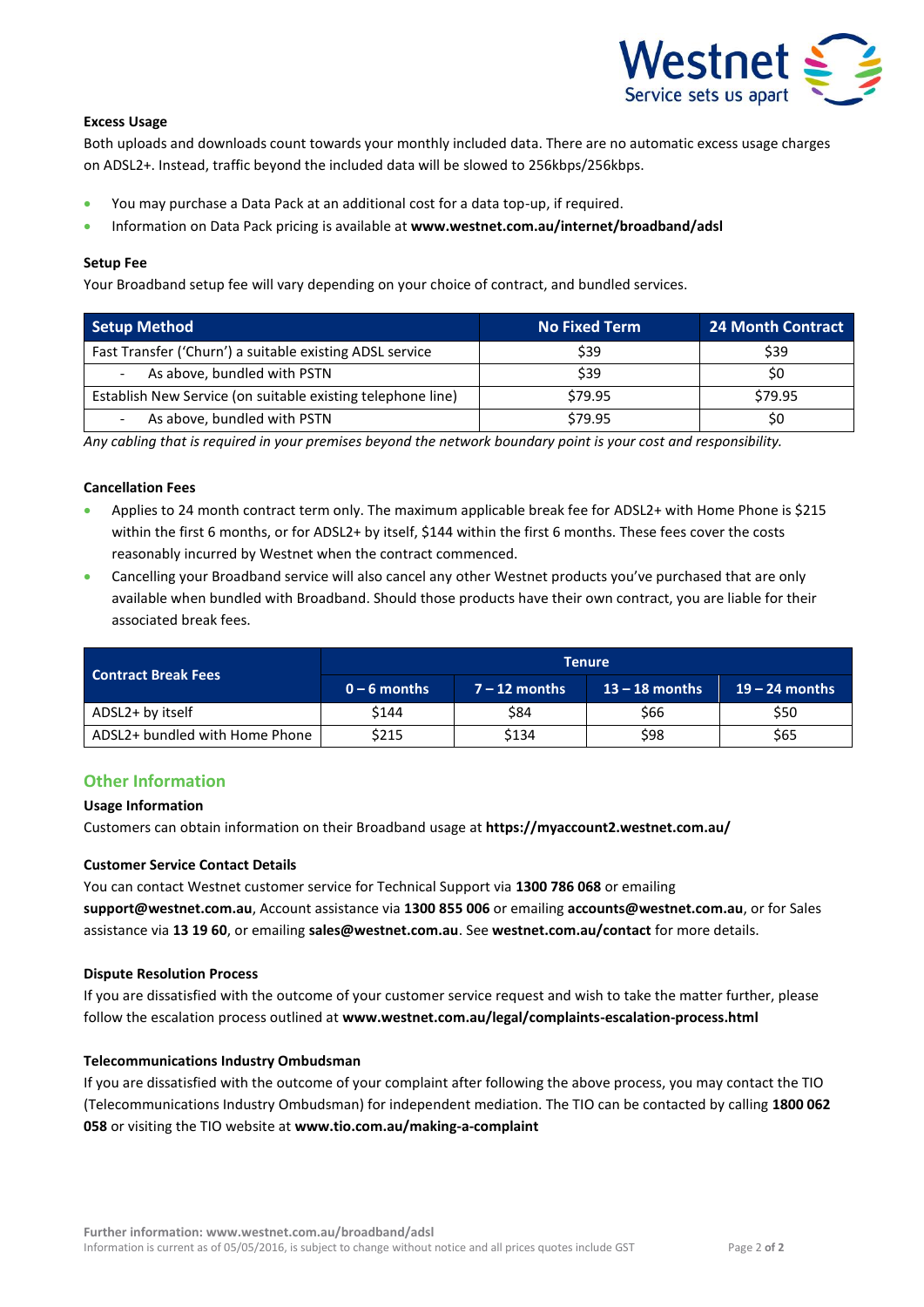### Excess Usage

Both uploads and downloads count towards your monthly included data. There are no automatic excess usage charges on ADSL2+. Instead, traffic beyond the included data will be slowed to 256kbps/256kbps.

- You may purchase a Data Pack at an additional cost for a data top-up, if required.
- Information on Data Pack pricing is available at **www.westnet.com.au/internet/broadband/adsl**

### Setup Fee

Your Broadband setup fee will vary depending on your choice of contract, and bundled services.

| Setup Method | No Fixed Term | 24 Month Contract |
|---|---|---|
| Fast Transfer ('Churn') a suitable existing ADSL service | $39 | $39 |
| - As above, bundled with PSTN | $39 | $0 |
| Establish New Service (on suitable existing telephone line) | $79.95 | $79.95 |
| - As above, bundled with PSTN | $79.95 | $0 |

*Any cabling that is required in your premises beyond the network boundary point is your cost and responsibility.*

### Cancellation Fees

- Applies to 24 month contract term only. The maximum applicable break fee for ADSL2+ with Home Phone is $215 within the first 6 months, or for ADSL2+ by itself, $144 within the first 6 months. These fees cover the costs reasonably incurred by Westnet when the contract commenced.
- Cancelling your Broadband service will also cancel any other Westnet products you've purchased that are only available when bundled with Broadband. Should those products have their own contract, you are liable for their associated break fees.

| Contract Break Fees | Tenure | | | |
|---|---|---|---|---|
| | 0 – 6 months | 7 – 12 months | 13 – 18 months | 19 – 24 months |
| ADSL2+ by itself | $144 | $84 | $66 | $50 |
| ADSL2+ bundled with Home Phone | $215 | $134 | $98 | $65 |

## Other Information

### Usage Information

Customers can obtain information on their Broadband usage at **https://myaccount2.westnet.com.au/**

### Customer Service Contact Details

You can contact Westnet customer service for Technical Support via **1300 786 068** or emailing **support@westnet.com.au**, Account assistance via **1300 855 006** or emailing **accounts@westnet.com.au**, or for Sales assistance via **13 19 60**, or emailing **sales@westnet.com.au**. See **westnet.com.au/contact** for more details.

### Dispute Resolution Process

If you are dissatisfied with the outcome of your customer service request and wish to take the matter further, please follow the escalation process outlined at **www.westnet.com.au/legal/complaints-escalation-process.html**

### Telecommunications Industry Ombudsman

If you are dissatisfied with the outcome of your complaint after following the above process, you may contact the TIO (Telecommunications Industry Ombudsman) for independent mediation. The TIO can be contacted by calling **1800 062 058** or visiting the TIO website at **www.tio.com.au/making-a-complaint**

**Further information: www.westnet.com.au/broadband/adsl**
Information is current as of 05/05/2016, is subject to change without notice and all prices quotes include GST